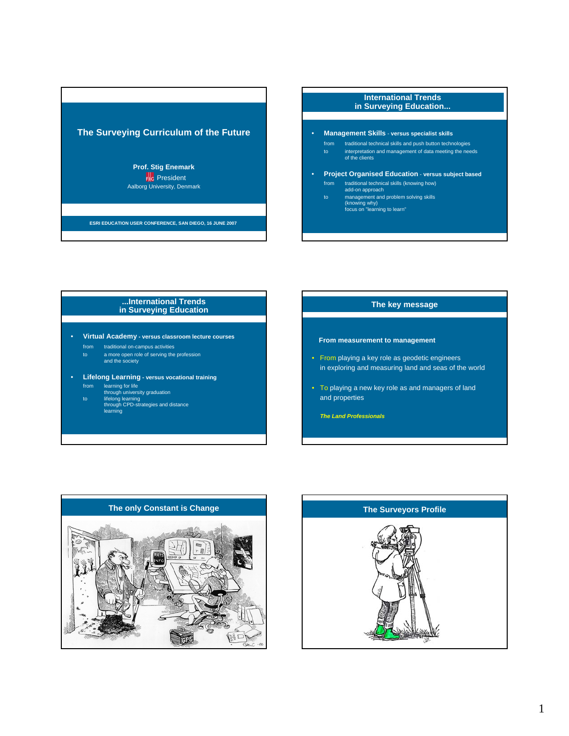## The Surveying Curriculum of the Future

**Prof. Stig Enemark**
FIG President
Aalborg University, Denmark

**ESRI EDUCATION USER CONFERENCE, SAN DIEGO, 16 JUNE 2007**

## International Trends in Surveying Education...

- **Management Skills** - **versus specialist skills**
  - from: traditional technical skills and push button technologies
  - to: interpretation and management of data meeting the needs of the clients
- **Project Organised Education** - **versus subject based**
  - from: traditional technical skills (knowing how) add-on approach
  - to: management and problem solving skills (knowing why) focus on "learning to learn"

## ...International Trends in Surveying Education

- **Virtual Academy** - **versus classroom lecture courses**
  - from: traditional on-campus activities
  - to: a more open role of serving the profession and the society
- **Lifelong Learning** - **versus vocational training**
  - from: learning for life through university graduation
  - to: lifelong learning through CPD-strategies and distance learning

## The key message

**From measurement to management**

- From playing a key role as geodetic engineers in exploring and measuring land and seas of the world
- To playing a new key role as and managers of land and properties

***The Land Professionals***

## The only Constant is Change

## The Surveyors Profile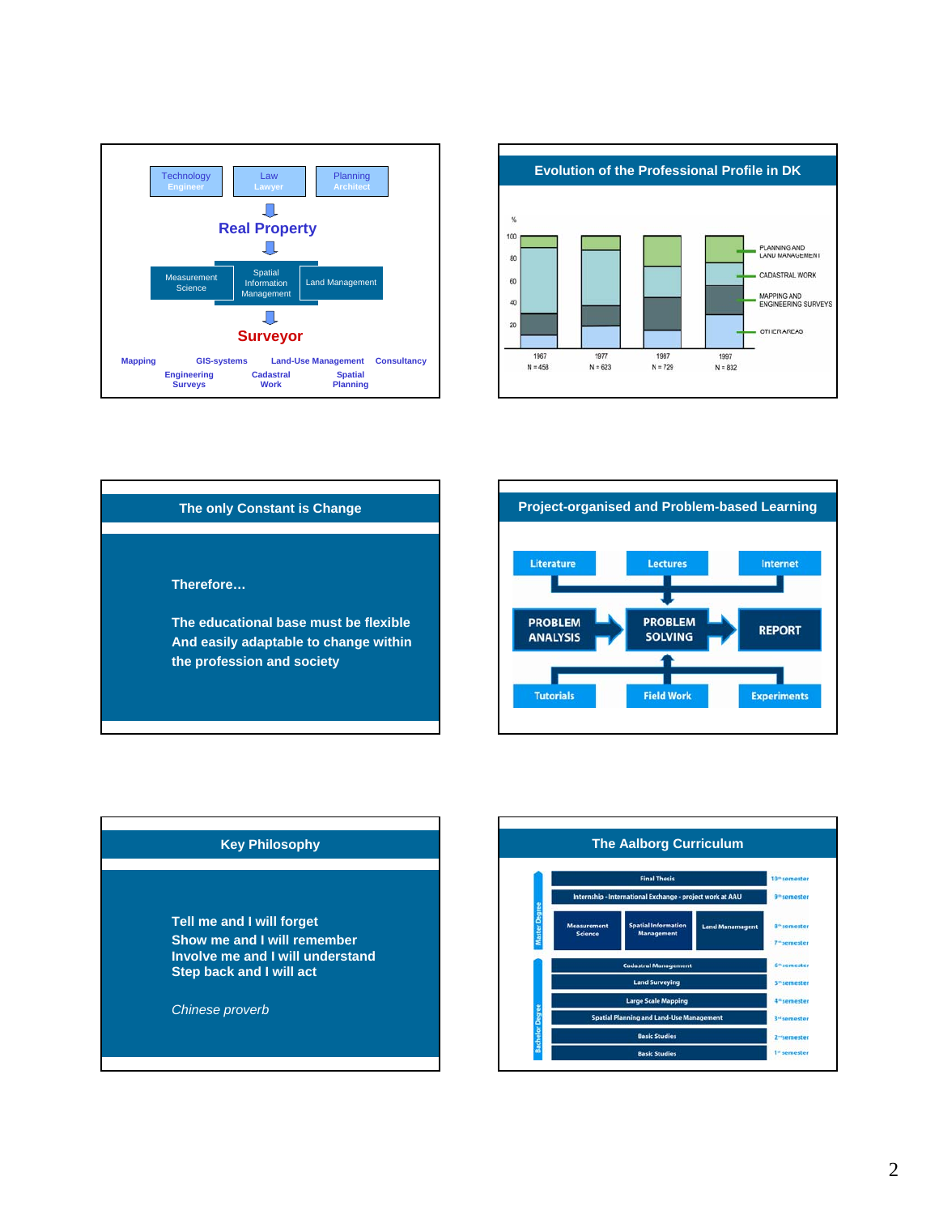Technology
Engineer

Law
Lawyer

Planning
Architect

**Real Property**

Measurement Science | Spatial Information Management | Land Management

**Surveyor**

Mapping | GIS-systems | Land-Use Management | Consultancy

Engineering Surveys | Cadastral Work | Spatial Planning

## Evolution of the Professional Profile in DK

%

100, 80, 60, 40, 20

1967 N = 458 | 1977 N = 623 | 1987 N = 729 | 1997 N = 832

- PLANNING AND LAND MANAGEMENT
- CADASTRAL WORK
- MAPPING AND ENGINEERING SURVEYS
- OTHER AREAS

## The only Constant is Change

**Therefore…**

**The educational base must be flexible And easily adaptable to change within the profession and society**

## Project-organised and Problem-based Learning

Literature | Lectures | Internet

PROBLEM ANALYSIS → PROBLEM SOLVING → REPORT

Tutorials | Field Work | Experiments

## Key Philosophy

**Tell me and I will forget**
**Show me and I will remember**
**Involve me and I will understand**
**Step back and I will act**

*Chinese proverb*

## The Aalborg Curriculum

Master Degree

- Final Thesis — 10th semester
- Internship - International Exchange - project work at AAU — 9th semester
- Measurement Science | Spatial Information Management | Land Management — 8th semester / 7th semester

Bachelor Degree

- Cadastral Management — 6th semester
- Land Surveying — 5th semester
- Large Scale Mapping — 4th semester
- Spatial Planning and Land-Use Management — 3rd semester
- Basic Studies — 2nd semester
- Basic Studies — 1st semester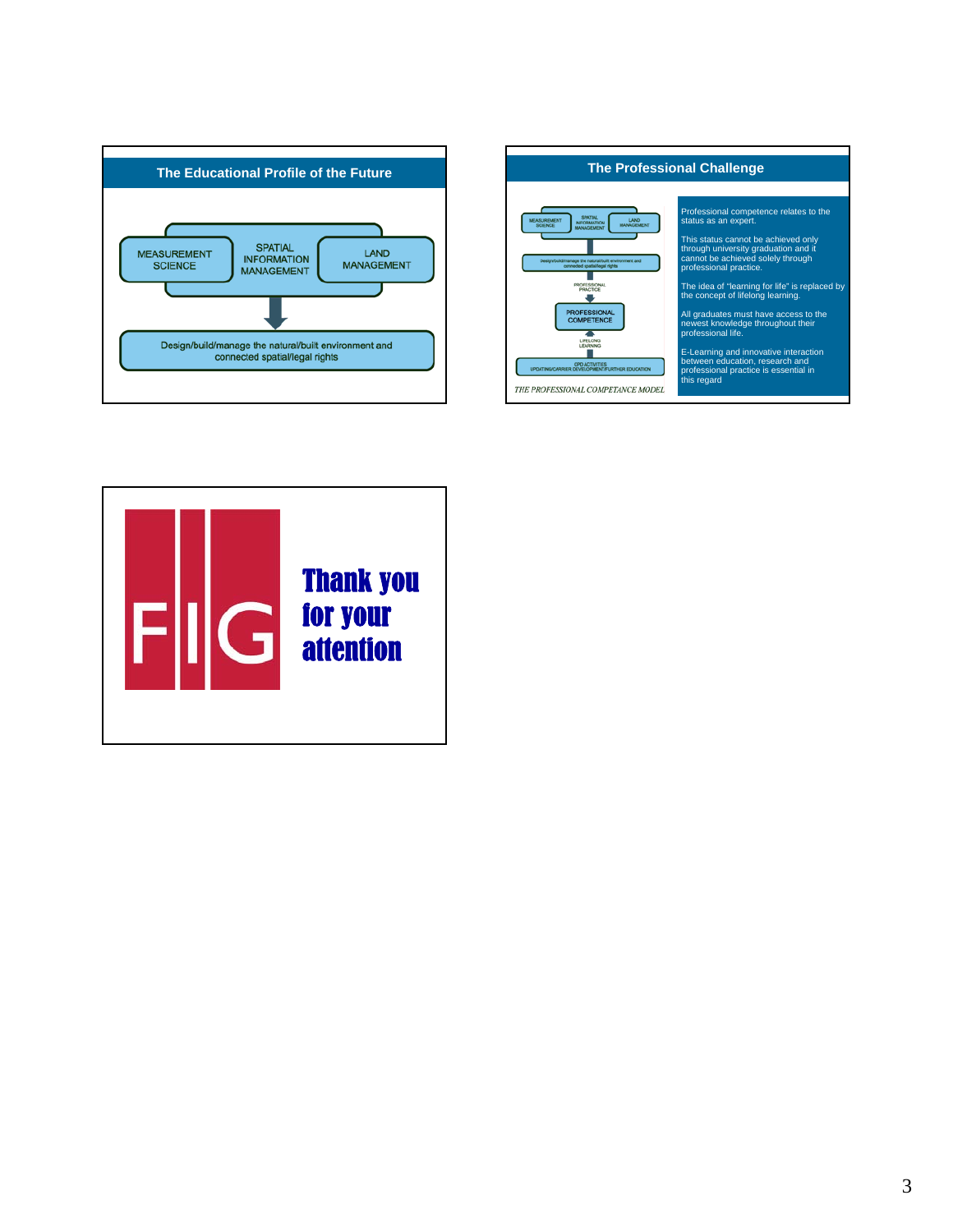## The Educational Profile of the Future

MEASUREMENT SCIENCE

SPATIAL INFORMATION MANAGEMENT

LAND MANAGEMENT

Design/build/manage the natural/built environment and connected spatial/legal rights

## The Professional Challenge

MEASUREMENT SCIENCE

SPATIAL INFORMATION MANAGEMENT

LAND MANAGEMENT

Design/build/manage the natural/built environment and connected spatial/legal rights

PROFESSIONAL PRACTICE

PROFESSIONAL COMPETENCE

LIFELONG LEARNING

CPD ACTIVITIES UPDATING/CARRIER DEVELOPMENT/FURTHER EDUCATION

*THE PROFESSIONAL COMPETANCE MODEL*

Professional competence relates to the status as an expert.

This status cannot be achieved only through university graduation and it cannot be achieved solely through professional practice.

The idea of "learning for life" is replaced by the concept of lifelong learning.

All graduates must have access to the newest knowledge throughout their professional life.

E-Learning and innovative interaction between education, research and professional practice is essential in this regard

FIG

**Thank you for your attention**